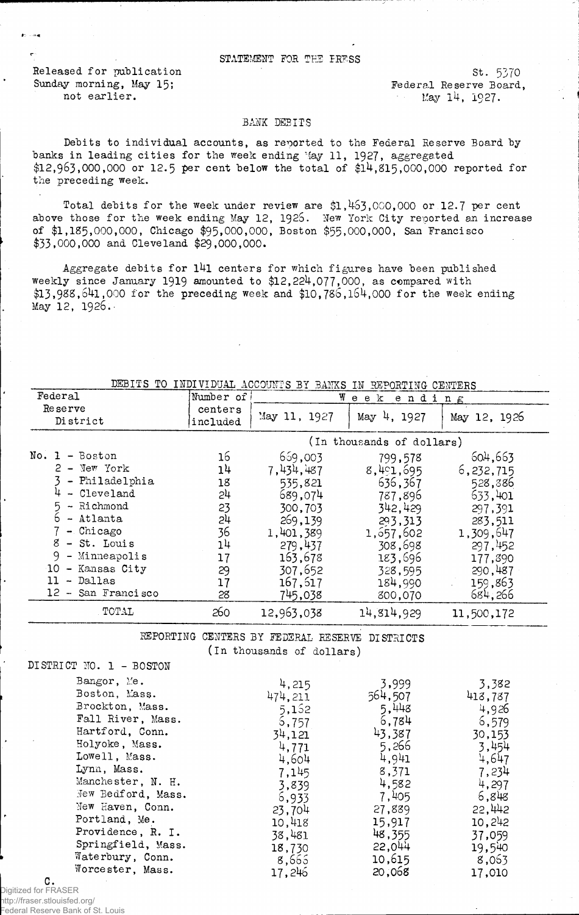STATEMENT FOR THE PRESS

Released for publication
Sunday morning, May 15;
not earlier.

St. 5370
Federal Reserve Board,
May 14, 1927.

## BANK DEBITS

Debits to individual accounts, as reported to the Federal Reserve Board by banks in leading cities for the week ending May 11, 1927, aggregated $12,963,000,000 or 12.5 per cent below the total of $14,815,000,000 reported for the preceding week.

Total debits for the week under review are $1,463,000,000 or 12.7 per cent above those for the week ending May 12, 1926. New York City reported an increase of $1,185,000,000, Chicago $95,000,000, Boston $55,000,000, San Francisco $33,000,000 and Cleveland $29,000,000.

Aggregate debits for 141 centers for which figures have been published weekly since January 1919 amounted to $12,224,077,000, as compared with $13,988,641,000 for the preceding week and $10,786,164,000 for the week ending May 12, 1926.

DEBITS TO INDIVIDUAL ACCOUNTS BY BANKS IN REPORTING CENTERS

| Federal Reserve District | Number of centers included | Week ending May 11, 1927 | May 4, 1927 | May 12, 1926 |
|---|---|---|---|---|
| | | (In thousands of dollars) | | |
| No. 1 - Boston | 16 | 659,003 | 799,578 | 604,663 |
| 2 - New York | 14 | 7,434,487 | 8,491,695 | 6,232,715 |
| 3 - Philadelphia | 18 | 535,821 | 636,367 | 528,386 |
| 4 - Cleveland | 24 | 689,074 | 787,896 | 633,401 |
| 5 - Richmond | 23 | 300,703 | 342,429 | 297,391 |
| 6 - Atlanta | 24 | 269,139 | 293,313 | 283,511 |
| 7 - Chicago | 36 | 1,401,389 | 1,657,602 | 1,309,647 |
| 8 - St. Louis | 14 | 279,437 | 308,698 | 297,452 |
| 9 - Minneapolis | 17 | 163,678 | 183,696 | 177,390 |
| 10 - Kansas City | 29 | 307,652 | 328,595 | 290,487 |
| 11 - Dallas | 17 | 167,617 | 184,990 | 159,863 |
| 12 - San Francisco | 28 | 745,038 | 800,070 | 684,266 |
| TOTAL | 260 | 12,963,038 | 14,814,929 | 11,500,172 |

REPORTING CENTERS BY FEDERAL RESERVE DISTRICTS
(In thousands of dollars)

| DISTRICT NO. 1 - BOSTON | May 11, 1927 | May 4, 1927 | May 12, 1926 |
|---|---|---|---|
| Bangor, Me. | 4,215 | 3,999 | 3,382 |
| Boston, Mass. | 474,211 | 564,507 | 418,787 |
| Brockton, Mass. | 5,162 | 5,448 | 4,926 |
| Fall River, Mass. | 6,757 | 6,784 | 6,579 |
| Hartford, Conn. | 34,121 | 43,387 | 30,153 |
| Holyoke, Mass. | 4,771 | 5,266 | 3,454 |
| Lowell, Mass. | 4,604 | 4,941 | 4,647 |
| Lynn, Mass. | 7,145 | 8,371 | 7,234 |
| Manchester, N. H. | 3,839 | 4,582 | 4,297 |
| New Bedford, Mass. | 6,933 | 7,405 | 6,848 |
| New Haven, Conn. | 23,704 | 27,889 | 22,442 |
| Portland, Me. | 10,418 | 15,917 | 10,242 |
| Providence, R. I. | 38,481 | 48,355 | 37,059 |
| Springfield, Mass. | 18,730 | 22,044 | 19,540 |
| Waterbury, Conn. | 8,665 | 10,615 | 8,063 |
| Worcester, Mass. | 17,246 | 20,068 | 17,010 |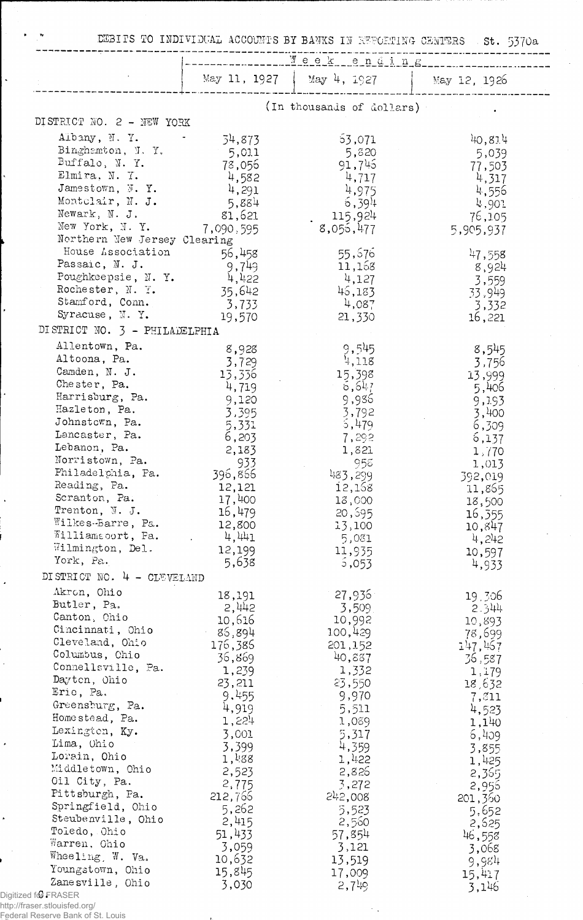DEBITS TO INDIVIDUAL ACCOUNTS BY BANKS IN REPORTING CENTERS St. 5370a

| | Week ending | | |
|---|---|---|---|
| | May 11, 1927 | May 4, 1927 | May 12, 1926 |
| | (In thousands of dollars) | | |
| **DISTRICT NO. 2 - NEW YORK** | | | |
| Albany, N. Y. | 54,873 | 63,071 | 40,814 |
| Binghamton, N. Y. | 5,011 | 5,820 | 5,039 |
| Buffalo, N. Y. | 78,056 | 91,745 | 77,503 |
| Elmira, N. Y. | 4,582 | 4,717 | 4,317 |
| Jamestown, N. Y. | 4,291 | 4,975 | 4,556 |
| Montclair, N. J. | 5,884 | 6,394 | 4,901 |
| Newark, N. J. | 81,621 | 115,924 | 76,105 |
| New York, N. Y. | 7,090,595 | 8,056,477 | 5,905,937 |
| Northern New Jersey Clearing House Association | 56,458 | 55,676 | 47,558 |
| Passaic, N. J. | 9,749 | 11,168 | 8,924 |
| Poughkeepsie, N. Y. | 4,422 | 4,127 | 3,559 |
| Rochester, N. Y. | 35,642 | 46,183 | 33,949 |
| Stamford, Conn. | 3,733 | 4,087 | 3,332 |
| Syracuse, N. Y. | 19,570 | 21,330 | 16,221 |
| **DISTRICT NO. 3 - PHILADELPHIA** | | | |
| Allentown, Pa. | 8,928 | 9,545 | 8,545 |
| Altoona, Pa. | 3,729 | 4,118 | 3,756 |
| Camden, N. J. | 13,336 | 15,398 | 13,999 |
| Chester, Pa. | 4,719 | 6,647 | 5,406 |
| Harrisburg, Pa. | 9,120 | 9,986 | 9,193 |
| Hazleton, Pa. | 3,395 | 3,792 | 3,400 |
| Johnstown, Pa. | 5,331 | 5,479 | 6,309 |
| Lancaster, Pa. | 6,203 | 7,292 | 6,137 |
| Lebanon, Pa. | 2,183 | 1,821 | 1,770 |
| Norristown, Pa. | 933 | 958 | 1,013 |
| Philadelphia, Pa. | 396,866 | 483,299 | 392,019 |
| Reading, Pa. | 12,121 | 12,168 | 11,865 |
| Scranton, Pa. | 17,400 | 18,000 | 18,500 |
| Trenton, N. J. | 16,479 | 20,695 | 16,355 |
| Wilkes-Barre, Pa. | 12,800 | 13,100 | 10,847 |
| Williamsport, Pa. | 4,441 | 5,081 | 4,242 |
| Wilmington, Del. | 12,199 | 11,935 | 10,597 |
| York, Pa. | 5,638 | 5,053 | 4,933 |
| **DISTRICT NO. 4 - CLEVELAND** | | | |
| Akron, Ohio | 18,191 | 27,936 | 19,306 |
| Butler, Pa. | 2,442 | 3,509 | 2,344 |
| Canton, Ohio | 10,616 | 10,992 | 10,893 |
| Cincinnati, Ohio | 86,894 | 100,429 | 78,699 |
| Cleveland, Ohio | 176,386 | 201,152 | 147,467 |
| Columbus, Ohio | 36,869 | 40,887 | 36,587 |
| Connellsville, Pa. | 1,239 | 1,332 | 1,179 |
| Dayton, Ohio | 23,211 | 23,550 | 18,632 |
| Erie, Pa. | 9,455 | 9,970 | 7,811 |
| Greensburg, Pa. | 4,919 | 5,511 | 4,523 |
| Homestead, Pa. | 1,224 | 1,089 | 1,140 |
| Lexington, Ky. | 3,001 | 5,317 | 6,409 |
| Lima, Ohio | 3,399 | 4,359 | 3,855 |
| Lorain, Ohio | 1,488 | 1,422 | 1,425 |
| Middletown, Ohio | 2,523 | 2,826 | 2,365 |
| Oil City, Pa. | 2,775 | 3,272 | 2,956 |
| Pittsburgh, Pa. | 212,766 | 242,008 | 201,360 |
| Springfield, Ohio | 5,262 | 5,523 | 5,652 |
| Steubenville, Ohio | 2,415 | 2,560 | 2,625 |
| Toledo, Ohio | 51,433 | 57,854 | 46,558 |
| Warren, Ohio | 3,059 | 3,121 | 3,068 |
| Wheeling, W. Va. | 10,632 | 13,519 | 9,984 |
| Youngstown, Ohio | 15,845 | 17,009 | 15,417 |
| Zanesville, Ohio | 3,030 | 2,749 | 3,146 |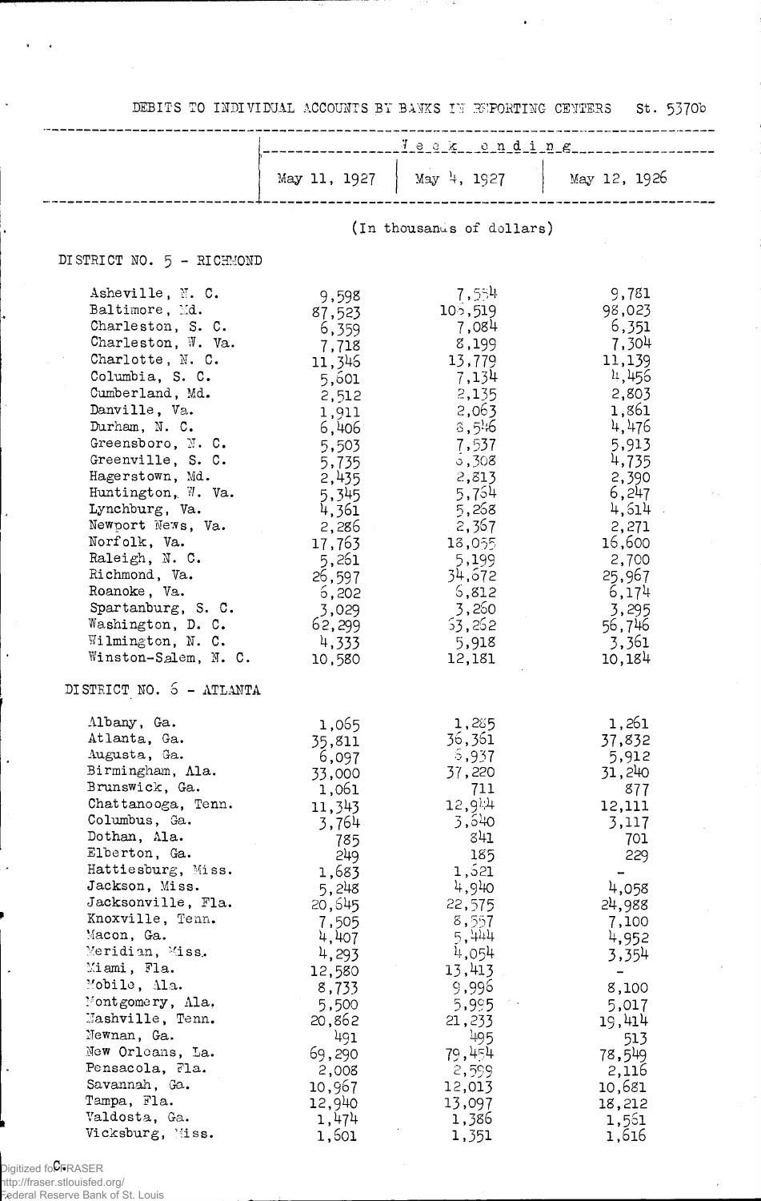DEBITS TO INDIVIDUAL ACCOUNTS BY BANKS IN REPORTING CENTERS St. 5370b

| | Week ending | | |
|---|---|---|---|
| | May 11, 1927 | May 4, 1927 | May 12, 1926 |
| | (In thousands of dollars) | | |
| **DISTRICT NO. 5 - RICHMOND** | | | |
| Asheville, N. C. | 9,598 | 7,554 | 9,781 |
| Baltimore, Md. | 87,523 | 105,519 | 98,023 |
| Charleston, S. C. | 6,359 | 7,084 | 6,351 |
| Charleston, W. Va. | 7,718 | 8,199 | 7,304 |
| Charlotte, N. C. | 11,346 | 13,779 | 11,139 |
| Columbia, S. C. | 5,601 | 7,134 | 4,456 |
| Cumberland, Md. | 2,512 | 2,135 | 2,803 |
| Danville, Va. | 1,911 | 2,063 | 1,861 |
| Durham, N. C. | 6,406 | 8,546 | 4,476 |
| Greensboro, N. C. | 5,503 | 7,537 | 5,913 |
| Greenville, S. C. | 5,735 | 6,308 | 4,735 |
| Hagerstown, Md. | 2,435 | 2,813 | 2,390 |
| Huntington, W. Va. | 5,345 | 5,764 | 6,247 |
| Lynchburg, Va. | 4,361 | 5,268 | 4,614 |
| Newport News, Va. | 2,286 | 2,367 | 2,271 |
| Norfolk, Va. | 17,763 | 18,055 | 16,600 |
| Raleigh, N. C. | 5,261 | 5,199 | 2,700 |
| Richmond, Va. | 26,597 | 34,672 | 25,967 |
| Roanoke, Va. | 6,202 | 6,812 | 6,174 |
| Spartanburg, S. C. | 3,029 | 3,260 | 3,295 |
| Washington, D. C. | 62,299 | 63,262 | 56,746 |
| Wilmington, N. C. | 4,333 | 5,918 | 3,361 |
| Winston-Salem, N. C. | 10,580 | 12,181 | 10,184 |
| **DISTRICT NO. 6 - ATLANTA** | | | |
| Albany, Ga. | 1,065 | 1,285 | 1,261 |
| Atlanta, Ga. | 35,811 | 36,361 | 37,832 |
| Augusta, Ga. | 6,097 | 6,937 | 5,912 |
| Birmingham, Ala. | 33,000 | 37,220 | 31,240 |
| Brunswick, Ga. | 1,061 | 711 | 877 |
| Chattanooga, Tenn. | 11,343 | 12,914 | 12,111 |
| Columbus, Ga. | 3,764 | 3,640 | 3,117 |
| Dothan, Ala. | 785 | 841 | 701 |
| Elberton, Ga. | 249 | 185 | 229 |
| Hattiesburg, Miss. | 1,683 | 1,621 | - |
| Jackson, Miss. | 5,248 | 4,940 | 4,058 |
| Jacksonville, Fla. | 20,645 | 22,575 | 24,988 |
| Knoxville, Tenn. | 7,505 | 8,557 | 7,100 |
| Macon, Ga. | 4,407 | 5,444 | 4,952 |
| Meridian, Miss. | 4,293 | 4,054 | 3,354 |
| Miami, Fla. | 12,580 | 13,413 | - |
| Mobile, Ala. | 8,733 | 9,996 | 8,100 |
| Montgomery, Ala. | 5,500 | 5,995 | 5,017 |
| Nashville, Tenn. | 20,862 | 21,233 | 19,414 |
| Newnan, Ga. | 491 | 495 | 513 |
| New Orleans, La. | 69,290 | 79,454 | 78,549 |
| Pensacola, Fla. | 2,008 | 2,599 | 2,116 |
| Savannah, Ga. | 10,967 | 12,013 | 10,681 |
| Tampa, Fla. | 12,940 | 13,097 | 18,212 |
| Valdosta, Ga. | 1,474 | 1,386 | 1,561 |
| Vicksburg, Miss. | 1,601 | 1,351 | 1,616 |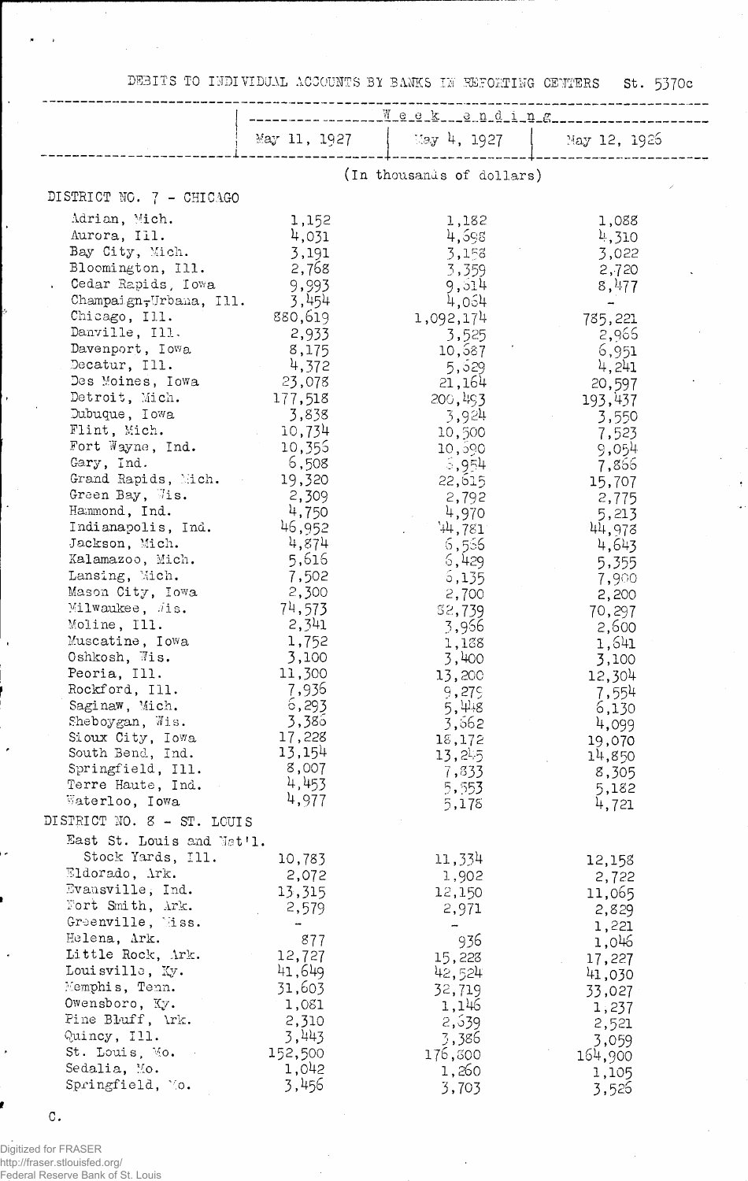DEBITS TO INDIVIDUAL ACCOUNTS BY BANKS IN REPORTING CENTERS St. 5370c

| | Week ending | | |
|---|---|---|---|
| | May 11, 1927 | May 4, 1927 | May 12, 1926 |
| | (In thousands of dollars) | | |
| DISTRICT NO. 7 - CHICAGO | | | |
| Adrian, Mich. | 1,152 | 1,182 | 1,088 |
| Aurora, Ill. | 4,031 | 4,598 | 4,310 |
| Bay City, Mich. | 3,191 | 3,158 | 3,022 |
| Bloomington, Ill. | 2,768 | 3,359 | 2,720 |
| Cedar Rapids, Iowa | 9,993 | 9,514 | 8,477 |
| Champaign-Urbana, Ill. | 3,454 | 4,054 | - |
| Chicago, Ill. | 880,619 | 1,092,174 | 785,221 |
| Danville, Ill. | 2,933 | 3,525 | 2,966 |
| Davenport, Iowa | 8,175 | 10,687 | 6,951 |
| Decatur, Ill. | 4,372 | 5,529 | 4,241 |
| Des Moines, Iowa | 23,078 | 21,164 | 20,597 |
| Detroit, Mich. | 177,518 | 200,493 | 193,437 |
| Dubuque, Iowa | 3,838 | 3,924 | 3,550 |
| Flint, Mich. | 10,734 | 10,500 | 7,523 |
| Fort Wayne, Ind. | 10,355 | 10,590 | 9,054 |
| Gary, Ind. | 6,508 | 5,954 | 7,866 |
| Grand Rapids, Mich. | 19,320 | 22,615 | 15,707 |
| Green Bay, Wis. | 2,309 | 2,792 | 2,775 |
| Hammond, Ind. | 4,750 | 4,970 | 5,213 |
| Indianapolis, Ind. | 46,952 | 44,781 | 44,978 |
| Jackson, Mich. | 4,874 | 6,556 | 4,643 |
| Kalamazoo, Mich. | 5,616 | 6,429 | 5,355 |
| Lansing, Mich. | 7,502 | 6,135 | 7,900 |
| Mason City, Iowa | 2,300 | 2,700 | 2,200 |
| Milwaukee, Wis. | 74,573 | 82,739 | 70,297 |
| Moline, Ill. | 2,341 | 3,966 | 2,600 |
| Muscatine, Iowa | 1,752 | 1,188 | 1,641 |
| Oshkosh, Wis. | 3,100 | 3,400 | 3,100 |
| Peoria, Ill. | 11,300 | 13,200 | 12,304 |
| Rockford, Ill. | 7,936 | 9,279 | 7,554 |
| Saginaw, Mich. | 6,293 | 5,448 | 6,130 |
| Sheboygan, Wis. | 3,386 | 3,662 | 4,099 |
| Sioux City, Iowa | 17,228 | 18,172 | 19,070 |
| South Bend, Ind. | 13,154 | 13,245 | 14,850 |
| Springfield, Ill. | 8,007 | 7,833 | 8,305 |
| Terre Haute, Ind. | 4,453 | 5,553 | 5,182 |
| Waterloo, Iowa | 4,977 | 5,178 | 4,721 |
| DISTRICT NO. 8 - ST. LOUIS | | | |
| East St. Louis and Nat'l. Stock Yards, Ill. | 10,783 | 11,334 | 12,158 |
| Eldorado, Ark. | 2,072 | 1,902 | 2,722 |
| Evansville, Ind. | 13,315 | 12,150 | 11,065 |
| Fort Smith, Ark. | 2,579 | 2,971 | 2,829 |
| Greenville, Miss. | - | - | 1,221 |
| Helena, Ark. | 877 | 936 | 1,046 |
| Little Rock, Ark. | 12,727 | 15,228 | 17,227 |
| Louisville, Ky. | 41,649 | 42,524 | 41,030 |
| Memphis, Tenn. | 31,603 | 32,719 | 33,027 |
| Owensboro, Ky. | 1,081 | 1,146 | 1,237 |
| Pine Bluff, Ark. | 2,310 | 2,539 | 2,521 |
| Quincy, Ill. | 3,443 | 3,386 | 3,059 |
| St. Louis, Mo. | 152,500 | 176,800 | 164,900 |
| Sedalia, Mo. | 1,042 | 1,260 | 1,105 |
| Springfield, Mo. | 3,456 | 3,703 | 3,526 |

C.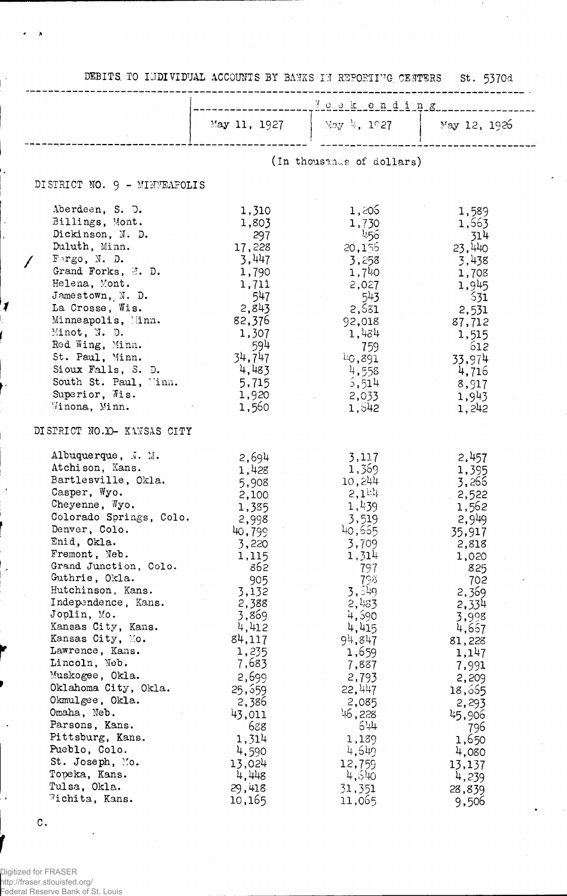DEBITS TO INDIVIDUAL ACCOUNTS BY BANKS IN REPORTING CENTERS St. 5370d

| | Week ending | | |
|---|---|---|---|
| | May 11, 1927 | May 4, 1927 | May 12, 1926 |
| | (In thousands of dollars) | | |
| **DISTRICT NO. 9 - MINNEAPOLIS** | | | |
| Aberdeen, S. D. | 1,310 | 1,206 | 1,589 |
| Billings, Mont. | 1,803 | 1,730 | 1,663 |
| Dickinson, N. D. | 297 | 456 | 314 |
| Duluth, Minn. | 17,228 | 20,156 | 23,440 |
| Fargo, N. D. | 3,447 | 3,258 | 3,438 |
| Grand Forks, N. D. | 1,790 | 1,740 | 1,708 |
| Helena, Mont. | 1,711 | 2,027 | 1,945 |
| Jamestown, N. D. | 547 | 543 | 631 |
| La Crosse, Wis. | 2,843 | 2,631 | 2,531 |
| Minneapolis, Minn. | 82,376 | 92,018 | 87,712 |
| Minot, N. D. | 1,307 | 1,484 | 1,515 |
| Red Wing, Minn. | 594 | 759 | 612 |
| St. Paul, Minn. | 34,747 | 40,891 | 33,974 |
| Sioux Falls, S. D. | 4,483 | 4,558 | 4,716 |
| South St. Paul, Minn. | 5,715 | 5,514 | 8,917 |
| Superior, Wis. | 1,920 | 2,033 | 1,943 |
| Winona, Minn. | 1,560 | 1,642 | 1,242 |
| **DISTRICT NO.10- KANSAS CITY** | | | |
| Albuquerque, N. M. | 2,694 | 3,117 | 2,457 |
| Atchison, Kans. | 1,428 | 1,369 | 1,395 |
| Bartlesville, Okla. | 5,908 | 10,244 | 3,266 |
| Casper, Wyo. | 2,100 | 2,144 | 2,522 |
| Cheyenne, Wyo. | 1,385 | 1,439 | 1,562 |
| Colorado Springs, Colo. | 2,998 | 3,519 | 2,949 |
| Denver, Colo. | 40,799 | 40,665 | 35,917 |
| Enid, Okla. | 3,220 | 3,709 | 2,818 |
| Fremont, Neb. | 1,115 | 1,314 | 1,020 |
| Grand Junction, Colo. | 862 | 797 | 825 |
| Guthrie, Okla. | 905 | 798 | 702 |
| Hutchinson, Kans. | 3,132 | 3,349 | 2,369 |
| Independence, Kans. | 2,388 | 2,483 | 2,334 |
| Joplin, Mo. | 3,869 | 4,690 | 3,998 |
| Kansas City, Kans. | 4,412 | 4,415 | 4,667 |
| Kansas City, Mo. | 84,117 | 94,847 | 81,228 |
| Lawrence, Kans. | 1,235 | 1,659 | 1,147 |
| Lincoln, Neb. | 7,683 | 7,887 | 7,991 |
| Muskogee, Okla. | 2,699 | 2,793 | 2,209 |
| Oklahoma City, Okla. | 25,659 | 22,447 | 18,665 |
| Okmulgee, Okla. | 2,386 | 2,085 | 2,293 |
| Omaha, Neb. | 43,011 | 46,228 | 45,906 |
| Parsons, Kans. | 688 | 644 | 796 |
| Pittsburg, Kans. | 1,314 | 1,189 | 1,650 |
| Pueblo, Colo. | 4,590 | 4,649 | 4,080 |
| St. Joseph, Mo. | 13,024 | 12,759 | 13,137 |
| Topeka, Kans. | 4,448 | 4,640 | 4,239 |
| Tulsa, Okla. | 29,418 | 31,351 | 28,839 |
| Wichita, Kans. | 10,165 | 11,065 | 9,506 |

C.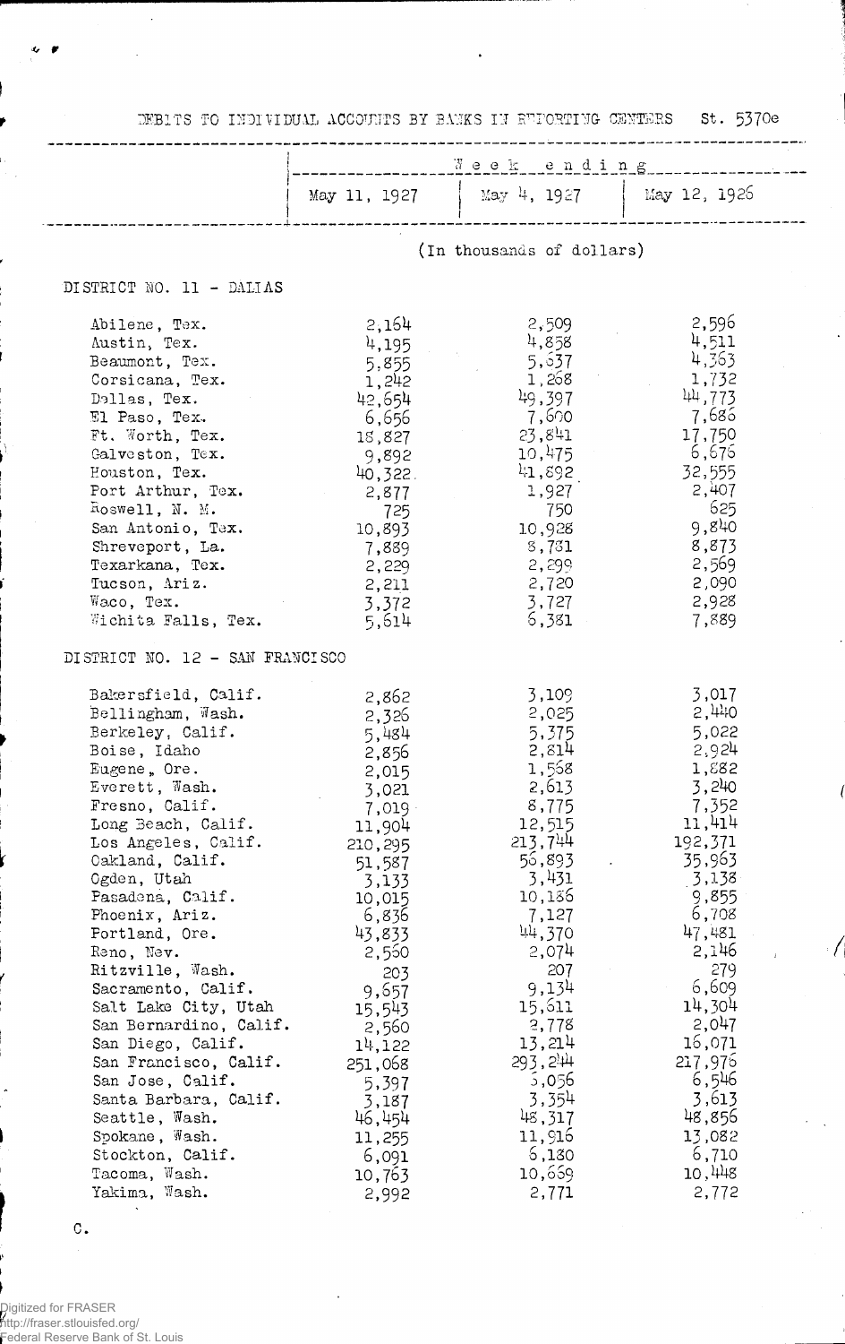DEBITS TO INDIVIDUAL ACCOUNTS BY BANKS IN REPORTING CENTERS St. 5370e

| | Week ending | | |
|---|---|---|---|
| | May 11, 1927 | May 4, 1927 | May 12, 1926 |
| | (In thousands of dollars) | | |
| **DISTRICT NO. 11 - DALLAS** | | | |
| Abilene, Tex. | 2,164 | 2,509 | 2,596 |
| Austin, Tex. | 4,195 | 4,858 | 4,511 |
| Beaumont, Tex. | 5,855 | 5,637 | 4,363 |
| Corsicana, Tex. | 1,242 | 1,268 | 1,732 |
| Dallas, Tex. | 42,654 | 49,397 | 44,773 |
| El Paso, Tex. | 6,656 | 7,600 | 7,686 |
| Ft. Worth, Tex. | 18,827 | 23,841 | 17,750 |
| Galveston, Tex. | 9,892 | 10,475 | 6,676 |
| Houston, Tex. | 40,322 | 41,892 | 32,555 |
| Port Arthur, Tex. | 2,877 | 1,927 | 2,407 |
| Roswell, N. M. | 725 | 750 | 625 |
| San Antonio, Tex. | 10,893 | 10,928 | 9,840 |
| Shreveport, La. | 7,889 | 8,731 | 8,873 |
| Texarkana, Tex. | 2,229 | 2,299 | 2,569 |
| Tucson, Ariz. | 2,211 | 2,720 | 2,090 |
| Waco, Tex. | 3,372 | 3,727 | 2,928 |
| Wichita Falls, Tex. | 5,614 | 6,381 | 7,889 |
| **DISTRICT NO. 12 - SAN FRANCISCO** | | | |
| Bakersfield, Calif. | 2,862 | 3,109 | 3,017 |
| Bellingham, Wash. | 2,326 | 2,025 | 2,440 |
| Berkeley, Calif. | 5,484 | 5,375 | 5,022 |
| Boise, Idaho | 2,856 | 2,814 | 2,924 |
| Eugene, Ore. | 2,015 | 1,568 | 1,882 |
| Everett, Wash. | 3,021 | 2,613 | 3,240 |
| Fresno, Calif. | 7,019 | 8,775 | 7,352 |
| Long Beach, Calif. | 11,904 | 12,515 | 11,414 |
| Los Angeles, Calif. | 210,295 | 213,744 | 192,371 |
| Oakland, Calif. | 51,587 | 56,893 | 35,963 |
| Ogden, Utah | 3,133 | 3,431 | 3,138 |
| Pasadena, Calif. | 10,015 | 10,186 | 9,855 |
| Phoenix, Ariz. | 6,836 | 7,127 | 6,708 |
| Portland, Ore. | 43,833 | 44,370 | 47,481 |
| Reno, Nev. | 2,560 | 2,074 | 2,146 |
| Ritzville, Wash. | 203 | 207 | 279 |
| Sacramento, Calif. | 9,657 | 9,134 | 6,609 |
| Salt Lake City, Utah | 15,543 | 15,611 | 14,304 |
| San Bernardino, Calif. | 2,560 | 2,778 | 2,047 |
| San Diego, Calif. | 14,122 | 13,214 | 16,071 |
| San Francisco, Calif. | 251,068 | 293,244 | 217,976 |
| San Jose, Calif. | 5,397 | 5,056 | 6,546 |
| Santa Barbara, Calif. | 3,187 | 3,354 | 3,613 |
| Seattle, Wash. | 46,454 | 48,317 | 48,856 |
| Spokane, Wash. | 11,255 | 11,916 | 13,082 |
| Stockton, Calif. | 6,091 | 6,180 | 6,710 |
| Tacoma, Wash. | 10,763 | 10,669 | 10,448 |
| Yakima, Wash. | 2,992 | 2,771 | 2,772 |

C.